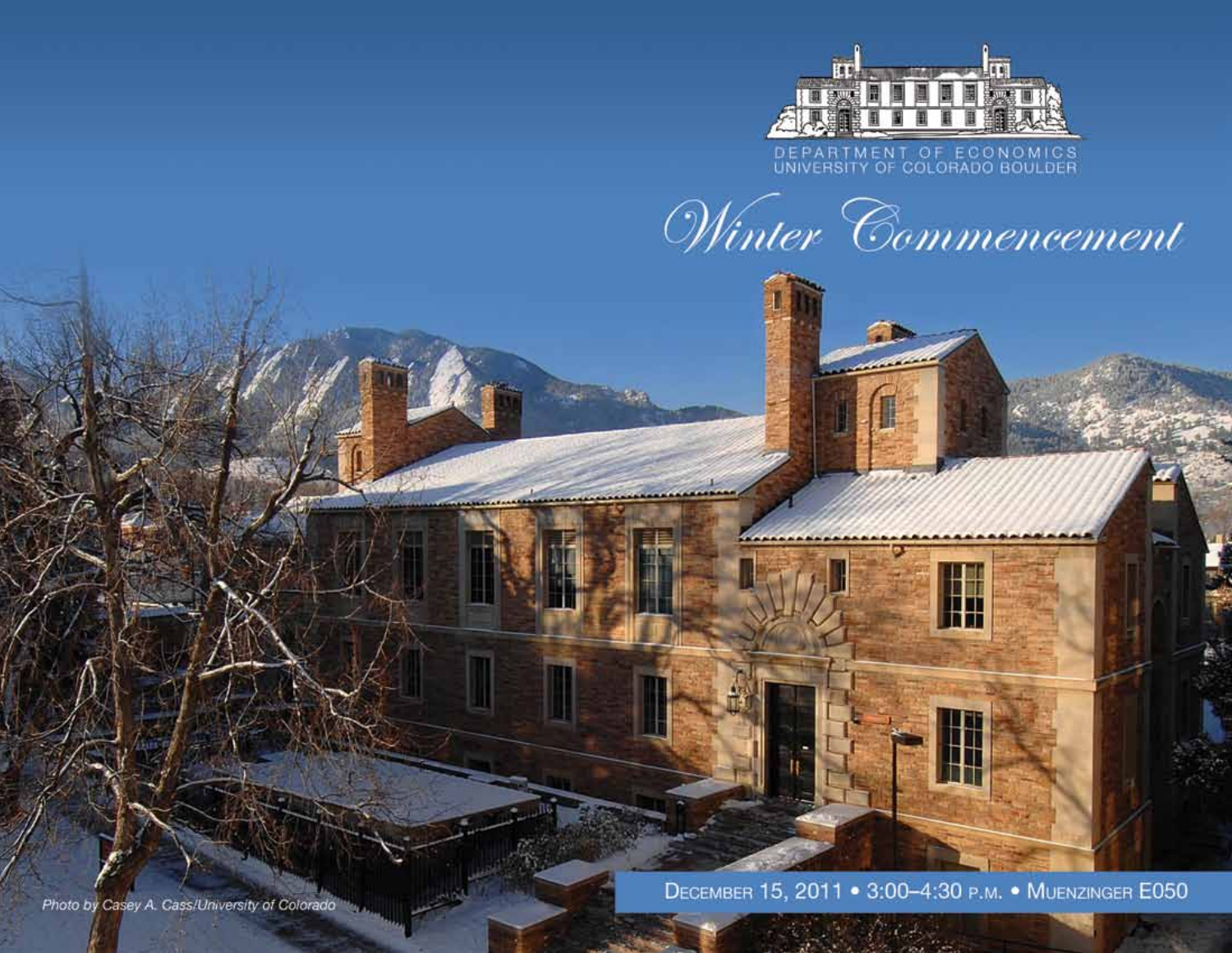DEPARTMENT OF ECONOMICS
UNIVERSITY OF COLORADO BOULDER

# *Winter Commencement*

DECEMBER 15, 2011 • 3:00–4:30 P.M. • MUENZINGER E050

Photo by Casey A. Cass/University of Colorado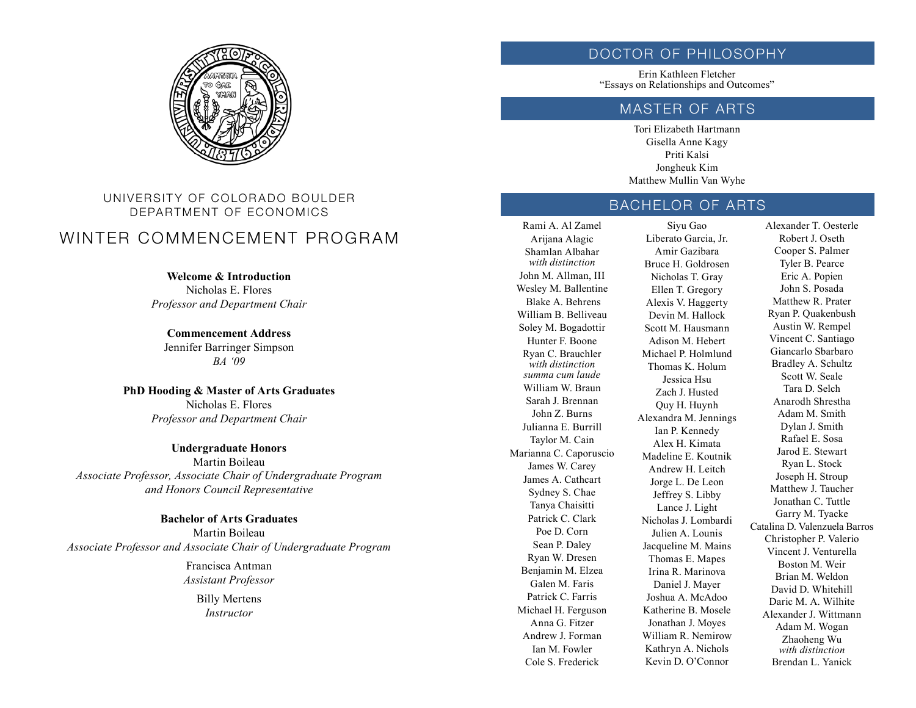UNIVERSITY OF COLORADO BOULDER
DEPARTMENT OF ECONOMICS

# WINTER COMMENCEMENT PROGRAM

**Welcome & Introduction**
Nicholas E. Flores
*Professor and Department Chair*

**Commencement Address**
Jennifer Barringer Simpson
*BA '09*

**PhD Hooding & Master of Arts Graduates**
Nicholas E. Flores
*Professor and Department Chair*

**Undergraduate Honors**
Martin Boileau
*Associate Professor, Associate Chair of Undergraduate Program and Honors Council Representative*

**Bachelor of Arts Graduates**
Martin Boileau
*Associate Professor and Associate Chair of Undergraduate Program*

Francisca Antman
*Assistant Professor*

Billy Mertens
*Instructor*

## DOCTOR OF PHILOSOPHY

Erin Kathleen Fletcher
"Essays on Relationships and Outcomes"

## MASTER OF ARTS

Tori Elizabeth Hartmann
Gisella Anne Kagy
Priti Kalsi
Jongheuk Kim
Matthew Mullin Van Wyhe

## BACHELOR OF ARTS

Rami A. Al Zamel
Arijana Alagic
Shamlan Albahar
*with distinction*
John M. Allman, III
Wesley M. Ballentine
Blake A. Behrens
William B. Belliveau
Soley M. Bogadottir
Hunter F. Boone
Ryan C. Brauchler
*with distinction*
*summa cum laude*
William W. Braun
Sarah J. Brennan
John Z. Burns
Julianna E. Burrill
Taylor M. Cain
Marianna C. Caporuscio
James W. Carey
James A. Cathcart
Sydney S. Chae
Tanya Chaisitti
Patrick C. Clark
Poe D. Corn
Sean P. Daley
Ryan W. Dresen
Benjamin M. Elzea
Galen M. Faris
Patrick C. Farris
Michael H. Ferguson
Anna G. Fitzer
Andrew J. Forman
Ian M. Fowler
Cole S. Frederick
Siyu Gao
Liberato Garcia, Jr.
Amir Gazibara
Bruce H. Goldrosen
Nicholas T. Gray
Ellen T. Gregory
Alexis V. Haggerty
Devin M. Hallock
Scott M. Hausmann
Adison M. Hebert
Michael P. Holmlund
Thomas K. Holum
Jessica Hsu
Zach J. Husted
Quy H. Huynh
Alexandra M. Jennings
Ian P. Kennedy
Alex H. Kimata
Madeline E. Koutnik
Andrew H. Leitch
Jorge L. De Leon
Jeffrey S. Libby
Lance J. Light
Nicholas J. Lombardi
Julien A. Lounis
Jacqueline M. Mains
Thomas E. Mapes
Irina R. Marinova
Daniel J. Mayer
Joshua A. McAdoo
Katherine B. Mosele
Jonathan J. Moyes
William R. Nemirow
Kathryn A. Nichols
Kevin D. O'Connor
Alexander T. Oesterle
Robert J. Oseth
Cooper S. Palmer
Tyler B. Pearce
Eric A. Popien
John S. Posada
Matthew R. Prater
Ryan P. Quakenbush
Austin W. Rempel
Vincent C. Santiago
Giancarlo Sbarbaro
Bradley A. Schultz
Scott W. Seale
Tara D. Selch
Anarodh Shrestha
Adam M. Smith
Dylan J. Smith
Rafael E. Sosa
Jarod E. Stewart
Ryan L. Stock
Joseph H. Stroup
Matthew J. Taucher
Jonathan C. Tuttle
Garry M. Tyacke
Catalina D. Valenzuela Barros
Christopher P. Valerio
Vincent J. Venturella
Boston M. Weir
Brian M. Weldon
David D. Whitehill
Daric M. A. Wilhite
Alexander J. Wittmann
Adam M. Wogan
Zhaoheng Wu
*with distinction*
Brendan L. Yanick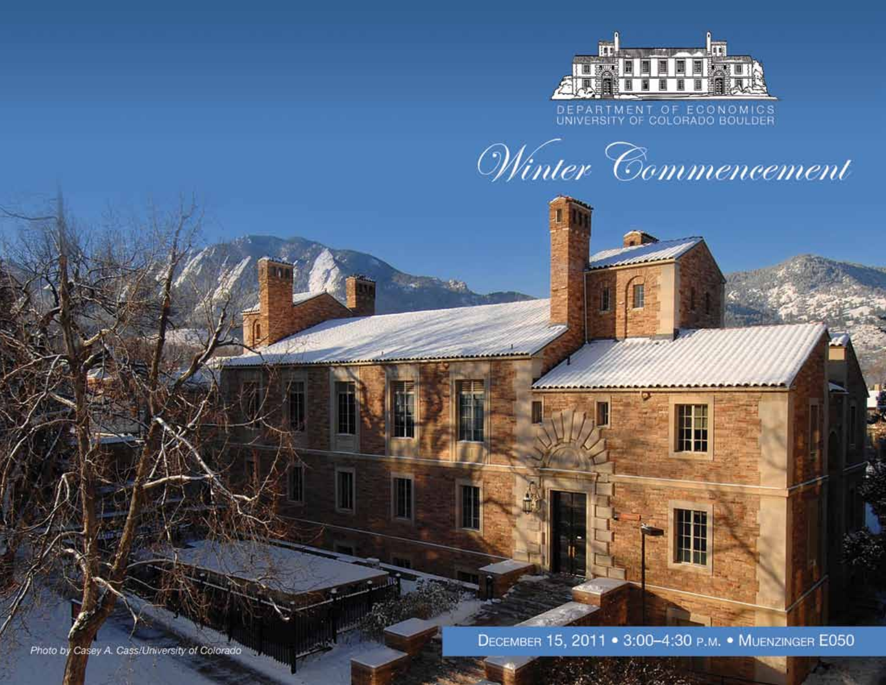DEPARTMENT OF ECONOMICS
UNIVERSITY OF COLORADO BOULDER

# *Winter Commencement*

DECEMBER 15, 2011 • 3:00–4:30 P.M. • MUENZINGER E050

Photo by Casey A. Cass/University of Colorado